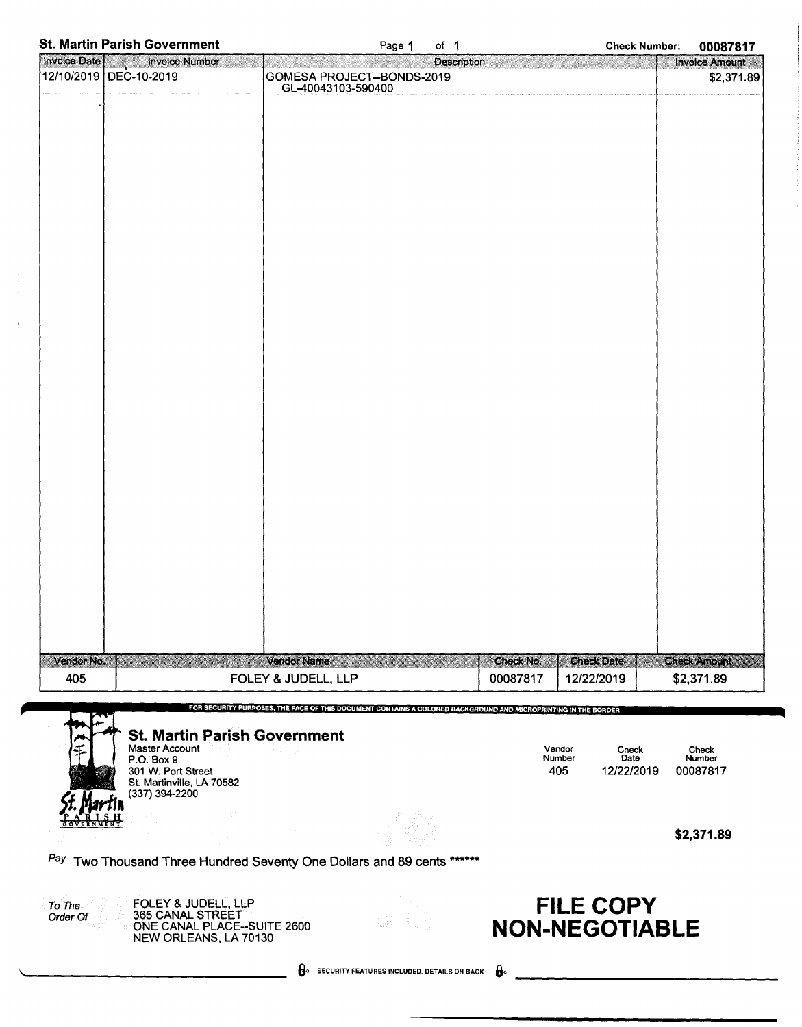**St. Martin Parish Government** Page 1 of 1 **Check Number: 00087817**

| Invoice Date | Invoice Number | Description | Invoice Amount |
|---|---|---|---|
| 12/10/2019 | DEC-10-2019 | GOMESA PROJECT--BONDS-2019<br>GL-40043103-590400 | $2,371.89 |

| Vendor No. | Vendor Name | Check No. | Check Date | Check Amount |
|---|---|---|---|---|
| 405 | FOLEY & JUDELL, LLP | 00087817 | 12/22/2019 | $2,371.89 |

FOR SECURITY PURPOSES, THE FACE OF THIS DOCUMENT CONTAINS A COLORED BACKGROUND AND MICROPRINTING IN THE BORDER

**St. Martin Parish Government**
Master Account
P.O. Box 9
301 W. Port Street
St. Martinville, LA 70582
(337) 394-2200

St. Martin PARISH GOVERNMENT

| Vendor Number | Check Date | Check Number |
|---|---|---|
| 405 | 12/22/2019 | 00087817 |

**$2,371.89**

*Pay* Two Thousand Three Hundred Seventy One Dollars and 89 cents ******

*To The Order Of*
FOLEY & JUDELL, LLP
365 CANAL STREET
ONE CANAL PLACE--SUITE 2600
NEW ORLEANS, LA 70130

**FILE COPY**
**NON-NEGOTIABLE**

SECURITY FEATURES INCLUDED. DETAILS ON BACK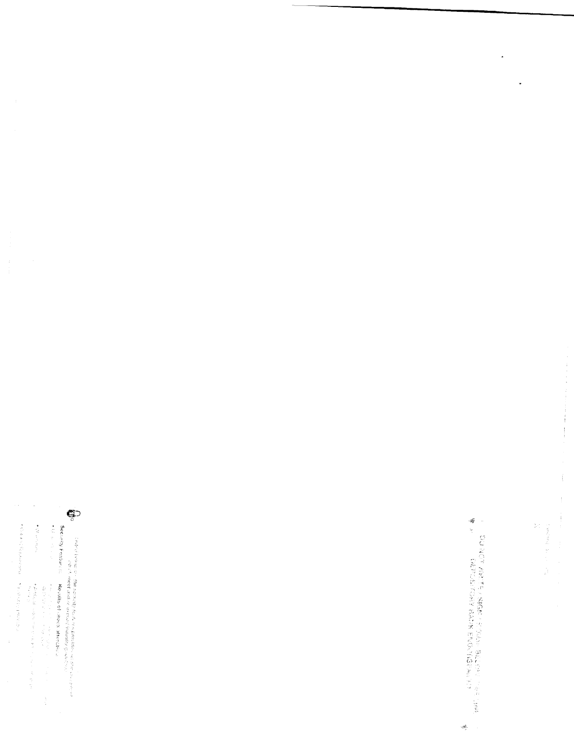DO NOT WRITE, SIGN OR STAMP BELOW THIS LINE
DEPOSITORY BANK ENDORSEMENT

Security features | Results of check alteration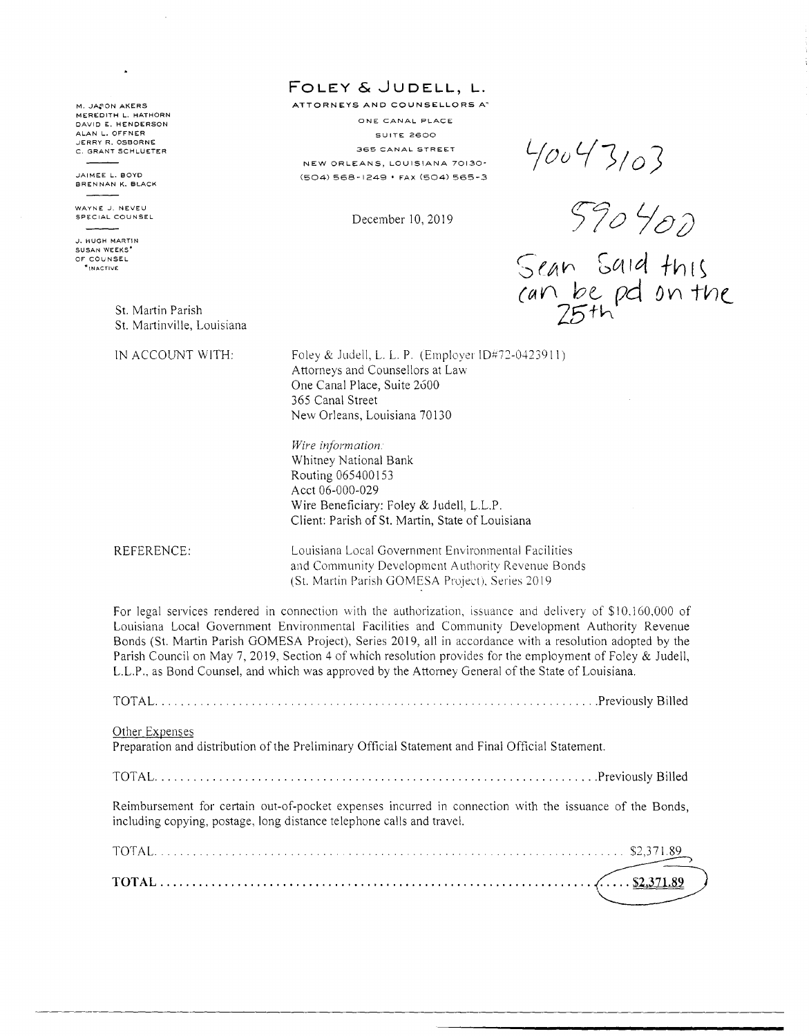M. JASON AKERS
MEREDITH L. HATHORN
DAVID E. HENDERSON
ALAN L. OFFNER
JERRY R. OSBORNE
C. GRANT SCHLUETER

JAIMEE L. BOYD
BRENNAN K. BLACK

WAYNE J. NEVEU
SPECIAL COUNSEL

J. HUGH MARTIN
SUSAN WEEKS*
OF COUNSEL
*INACTIVE

# FOLEY & JUDELL, L.

ATTORNEYS AND COUNSELLORS A

ONE CANAL PLACE
SUITE 2600
365 CANAL STREET
NEW ORLEANS, LOUISIANA 70130-
(504) 568-1249 • FAX (504) 565-3

December 10, 2019

4004 3103

590400

Sean said this can be pd on the 25th

St. Martin Parish
St. Martinville, Louisiana

IN ACCOUNT WITH:

Foley & Judell, L. L. P. (Employer ID#72-0423911)
Attorneys and Counsellors at Law
One Canal Place, Suite 2600
365 Canal Street
New Orleans, Louisiana 70130

*Wire information:*
Whitney National Bank
Routing 065400153
Acct 06-000-029
Wire Beneficiary: Foley & Judell, L.L.P.
Client: Parish of St. Martin, State of Louisiana

REFERENCE:

Louisiana Local Government Environmental Facilities and Community Development Authority Revenue Bonds (St. Martin Parish GOMESA Project), Series 2019

For legal services rendered in connection with the authorization, issuance and delivery of $10,160,000 of Louisiana Local Government Environmental Facilities and Community Development Authority Revenue Bonds (St. Martin Parish GOMESA Project), Series 2019, all in accordance with a resolution adopted by the Parish Council on May 7, 2019, Section 4 of which resolution provides for the employment of Foley & Judell, L.L.P., as Bond Counsel, and which was approved by the Attorney General of the State of Louisiana.

TOTAL.......................................................................Previously Billed

Other Expenses
Preparation and distribution of the Preliminary Official Statement and Final Official Statement.

TOTAL.......................................................................Previously Billed

Reimbursement for certain out-of-pocket expenses incurred in connection with the issuance of the Bonds, including copying, postage, long distance telephone calls and travel.

TOTAL....................................................................... $2,371.89

**TOTAL....................................................................... $2,371.89**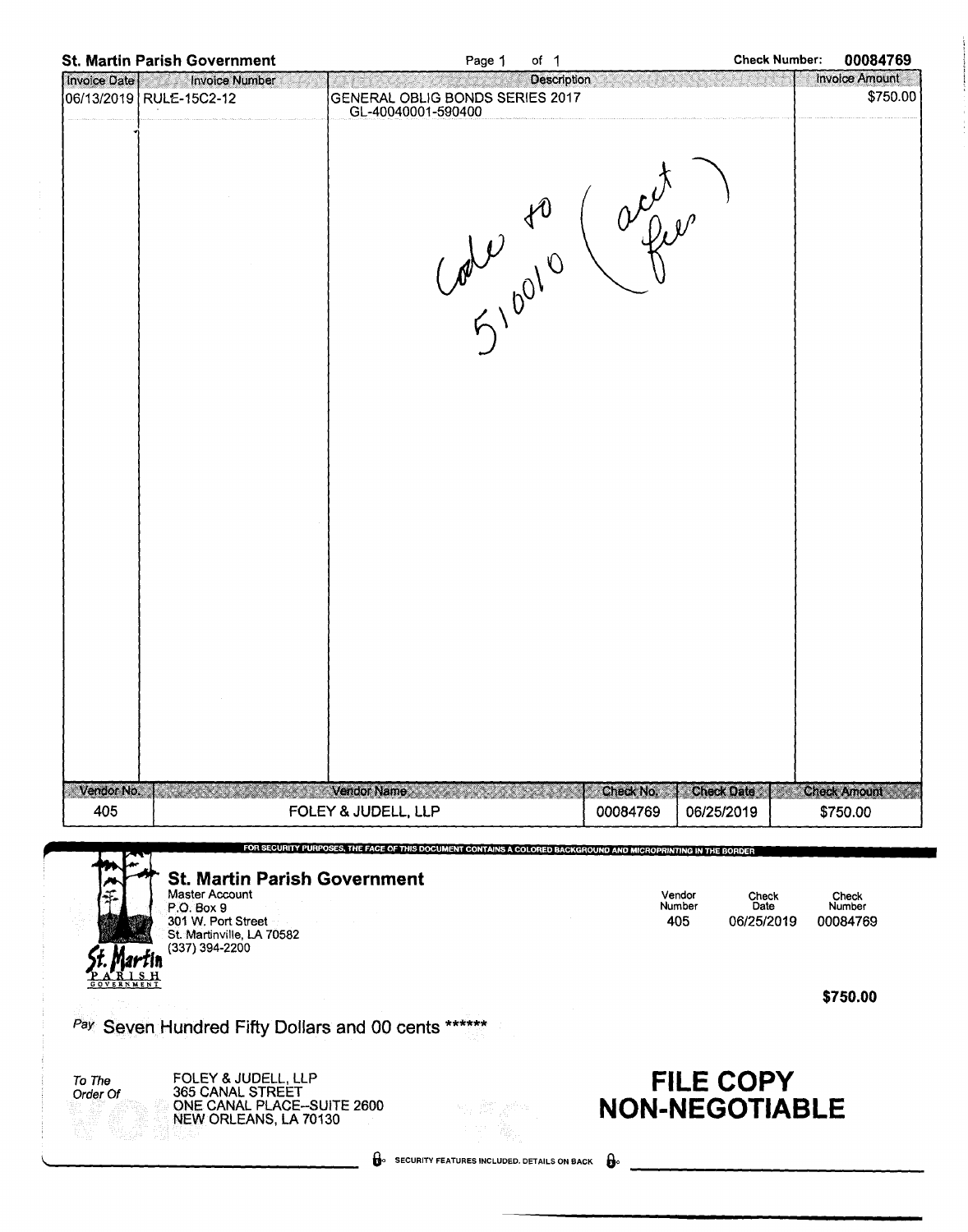**St. Martin Parish Government** Page 1 of 1 **Check Number: 00084769**

| Invoice Date | Invoice Number | Description | Invoice Amount |
|---|---|---|---|
| 06/13/2019 | RULE-15C2-12 | GENERAL OBLIG BONDS SERIES 2017<br>GL-40040001-590400 | $750.00 |

Code to 510010 (acct fees)

| Vendor No. | Vendor Name | Check No. | Check Date | Check Amount |
|---|---|---|---|---|
| 405 | FOLEY & JUDELL, LLP | 00084769 | 06/25/2019 | $750.00 |

FOR SECURITY PURPOSES, THE FACE OF THIS DOCUMENT CONTAINS A COLORED BACKGROUND AND MICROPRINTING IN THE BORDER

**St. Martin Parish Government**
Master Account
P.O. Box 9
301 W. Port Street
St. Martinville, LA 70582
(337) 394-2200

| Vendor Number | Check Date | Check Number |
|---|---|---|
| 405 | 06/25/2019 | 00084769 |

**$750.00**

Pay Seven Hundred Fifty Dollars and 00 cents ******

To The Order Of
FOLEY & JUDELL, LLP
365 CANAL STREET
ONE CANAL PLACE--SUITE 2600
NEW ORLEANS, LA 70130

**FILE COPY NON-NEGOTIABLE**

SECURITY FEATURES INCLUDED. DETAILS ON BACK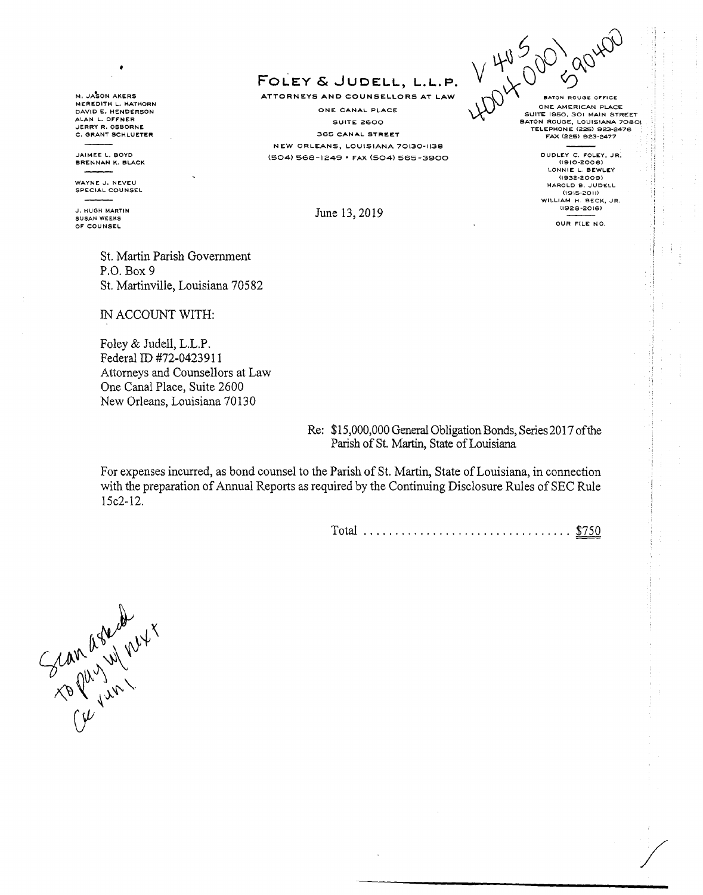M. JASON AKERS
MEREDITH L. HATHORN
DAVID E. HENDERSON
ALAN L. OFFNER
JERRY R. OSBORNE
C. GRANT SCHLUETER

JAIMEE L. BOYD
BRENNAN K. BLACK

WAYNE J. NEVEU
SPECIAL COUNSEL

J. HUGH MARTIN
SUSAN WEEKS
OF COUNSEL

# FOLEY & JUDELL, L.L.P.

ATTORNEYS AND COUNSELLORS AT LAW
ONE CANAL PLACE
SUITE 2600
365 CANAL STREET
NEW ORLEANS, LOUISIANA 70130-1138
(504) 568-1249 • FAX (504) 565-3900

V 405
4004 0001 590400

BATON ROUGE OFFICE
ONE AMERICAN PLACE
SUITE 1950, 301 MAIN STREET
BATON ROUGE, LOUISIANA 70801
TELEPHONE (225) 923-2476
FAX (225) 923-2477

DUDLEY C. FOLEY, JR.
(1910-2006)
LONNIE L. BEWLEY
(1932-2009)
HAROLD B. JUDELL
(1915-2011)
WILLIAM H. BECK, JR.
(1928-2016)

OUR FILE NO.

June 13, 2019

St. Martin Parish Government
P.O. Box 9
St. Martinville, Louisiana 70582

IN ACCOUNT WITH:

Foley & Judell, L.L.P.
Federal ID #72-0423911
Attorneys and Counsellors at Law
One Canal Place, Suite 2600
New Orleans, Louisiana 70130

Re: $15,000,000 General Obligation Bonds, Series 2017 of the Parish of St. Martin, State of Louisiana

For expenses incurred, as bond counsel to the Parish of St. Martin, State of Louisiana, in connection with the preparation of Annual Reports as required by the Continuing Disclosure Rules of SEC Rule 15c2-12.

Total ................................ $750

Sean asked to pay w/ next ck run.